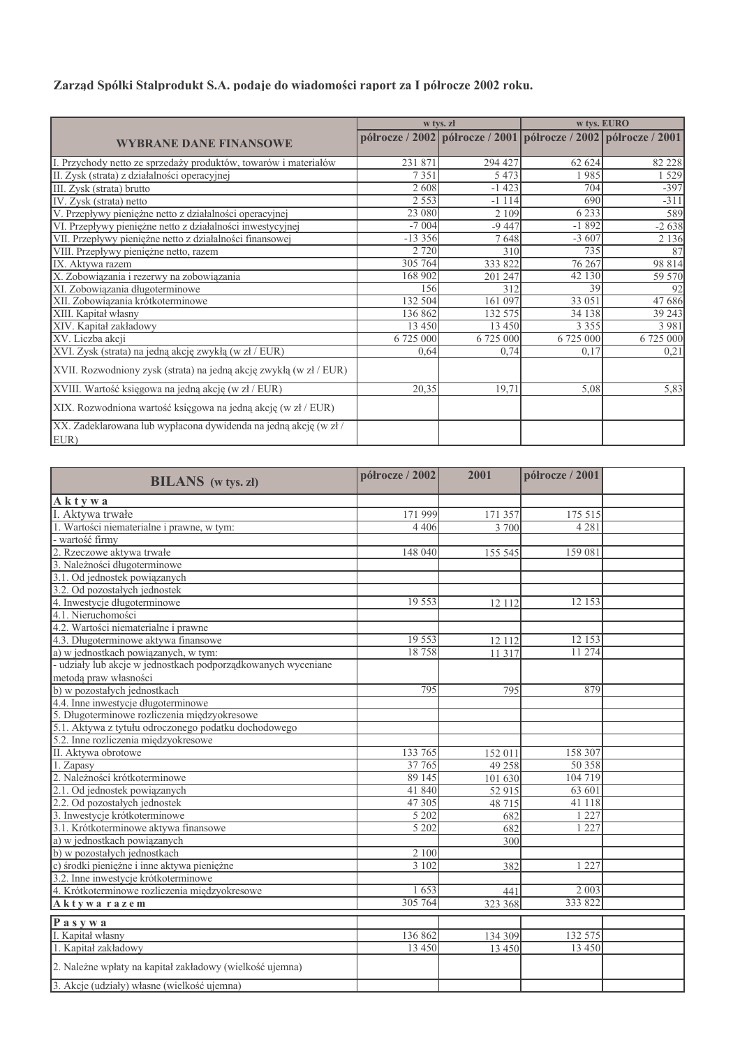**Zarząd Spółki Stalprodukt S.A. podaje do wiadomości raport za I półrocze 2002 roku.**

| WYBRANE DANE FINANSOWE | w tys. zł | | w tys. EURO | |
|---|---|---|---|---|
| | półrocze / 2002 | półrocze / 2001 | półrocze / 2002 | półrocze / 2001 |
| I. Przychody netto ze sprzedaży produktów, towarów i materiałów | 231 871 | 294 427 | 62 624 | 82 228 |
| II. Zysk (strata) z działalności operacyjnej | 7 351 | 5 473 | 1 985 | 1 529 |
| III. Zysk (strata) brutto | 2 608 | -1 423 | 704 | -397 |
| IV. Zysk (strata) netto | 2 553 | -1 114 | 690 | -311 |
| V. Przepływy pieniężne netto z działalności operacyjnej | 23 080 | 2 109 | 6 233 | 589 |
| VI. Przepływy pieniężne netto z działalności inwestycyjnej | -7 004 | -9 447 | -1 892 | -2 638 |
| VII. Przepływy pieniężne netto z działalności finansowej | -13 356 | 7 648 | -3 607 | 2 136 |
| VIII. Przepływy pieniężne netto, razem | 2 720 | 310 | 735 | 87 |
| IX. Aktywa razem | 305 764 | 333 822 | 76 267 | 98 814 |
| X. Zobowiązania i rezerwy na zobowiązania | 168 902 | 201 247 | 42 130 | 59 570 |
| XI. Zobowiązania długoterminowe | 156 | 312 | 39 | 92 |
| XII. Zobowiązania krótkoterminowe | 132 504 | 161 097 | 33 051 | 47 686 |
| XIII. Kapitał własny | 136 862 | 132 575 | 34 138 | 39 243 |
| XIV. Kapitał zakładowy | 13 450 | 13 450 | 3 355 | 3 981 |
| XV. Liczba akcji | 6 725 000 | 6 725 000 | 6 725 000 | 6 725 000 |
| XVI. Zysk (strata) na jedną akcję zwykłą (w zł / EUR) | 0,64 | 0,74 | 0,17 | 0,21 |
| XVII. Rozwodniony zysk (strata) na jedną akcję zwykłą (w zł / EUR) | | | | |
| XVIII. Wartość księgowa na jedną akcję (w zł / EUR) | 20,35 | 19,71 | 5,08 | 5,83 |
| XIX. Rozwodniona wartość księgowa na jedną akcję (w zł / EUR) | | | | |
| XX. Zadeklarowana lub wypłacona dywidenda na jedną akcję (w zł / EUR) | | | | |

| BILANS (w tys. zł) | półrocze / 2002 | 2001 | półrocze / 2001 | |
|---|---|---|---|---|
| **Aktywa** | | | | |
| I. Aktywa trwałe | 171 999 | 171 357 | 175 515 | |
| 1. Wartości niematerialne i prawne, w tym: | 4 406 | 3 700 | 4 281 | |
| - wartość firmy | | | | |
| 2. Rzeczowe aktywa trwałe | 148 040 | 155 545 | 159 081 | |
| 3. Należności długoterminowe | | | | |
| 3.1. Od jednostek powiązanych | | | | |
| 3.2. Od pozostałych jednostek | | | | |
| 4. Inwestycje długoterminowe | 19 553 | 12 112 | 12 153 | |
| 4.1. Nieruchomości | | | | |
| 4.2. Wartości niematerialne i prawne | | | | |
| 4.3. Długoterminowe aktywa finansowe | 19 553 | 12 112 | 12 153 | |
| a) w jednostkach powiązanych, w tym: | 18 758 | 11 317 | 11 274 | |
| - udziały lub akcje w jednostkach podporządkowanych wyceniane metodą praw własności | | | | |
| b) w pozostałych jednostkach | 795 | 795 | 879 | |
| 4.4. Inne inwestycje długoterminowe | | | | |
| 5. Długoterminowe rozliczenia międzyokresowe | | | | |
| 5.1. Aktywa z tytułu odroczonego podatku dochodowego | | | | |
| 5.2. Inne rozliczenia międzyokresowe | | | | |
| II. Aktywa obrotowe | 133 765 | 152 011 | 158 307 | |
| 1. Zapasy | 37 765 | 49 258 | 50 358 | |
| 2. Należności krótkoterminowe | 89 145 | 101 630 | 104 719 | |
| 2.1. Od jednostek powiązanych | 41 840 | 52 915 | 63 601 | |
| 2.2. Od pozostałych jednostek | 47 305 | 48 715 | 41 118 | |
| 3. Inwestycje krótkoterminowe | 5 202 | 682 | 1 227 | |
| 3.1. Krótkoterminowe aktywa finansowe | 5 202 | 682 | 1 227 | |
| a) w jednostkach powiązanych | | 300 | | |
| b) w pozostałych jednostkach | 2 100 | | | |
| c) środki pieniężne i inne aktywa pieniężne | 3 102 | 382 | 1 227 | |
| 3.2. Inne inwestycje krótkoterminowe | | | | |
| 4. Krótkoterminowe rozliczenia międzyokresowe | 1 653 | 441 | 2 003 | |
| **Aktywa razem** | 305 764 | 323 368 | 333 822 | |
| **Pasywa** | | | | |
| I. Kapitał własny | 136 862 | 134 309 | 132 575 | |
| 1. Kapitał zakładowy | 13 450 | 13 450 | 13 450 | |
| 2. Należne wpłaty na kapitał zakładowy (wielkość ujemna) | | | | |
| 3. Akcje (udziały) własne (wielkość ujemna) | | | | |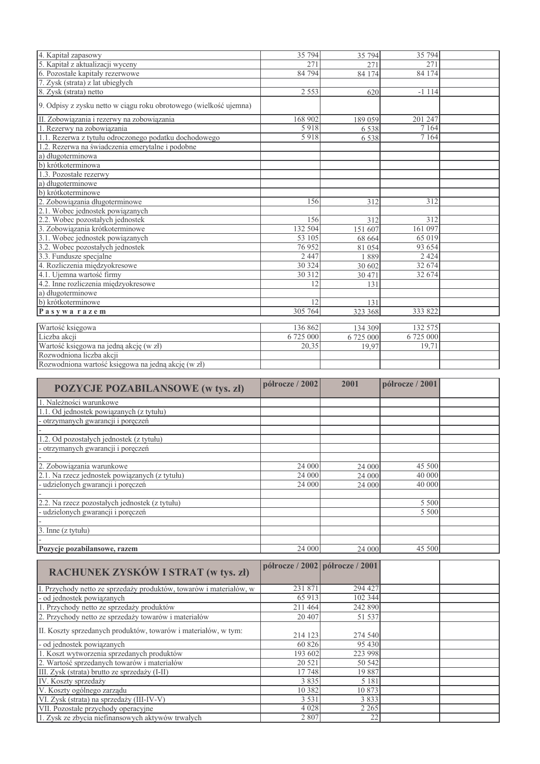| | | | | |
|---|---|---|---|---|
| 4. Kapitał zapasowy | 35 794 | 35 794 | 35 794 | |
| 5. Kapitał z aktualizacji wyceny | 271 | 271 | 271 | |
| 6. Pozostałe kapitały rezerwowe | 84 794 | 84 174 | 84 174 | |
| 7. Zysk (strata) z lat ubiegłych | | | | |
| 8. Zysk (strata) netto | 2 553 | 620 | -1 114 | |
| 9. Odpisy z zysku netto w ciągu roku obrotowego (wielkość ujemna) | | | | |
| II. Zobowiązania i rezerwy na zobowiązania | 168 902 | 189 059 | 201 247 | |
| 1. Rezerwy na zobowiązania | 5 918 | 6 538 | 7 164 | |
| 1.1. Rezerwa z tytułu odroczonego podatku dochodowego | 5 918 | 6 538 | 7 164 | |
| 1.2. Rezerwa na świadczenia emerytalne i podobne | | | | |
| a) długoterminowa | | | | |
| b) krótkoterminowa | | | | |
| 1.3. Pozostałe rezerwy | | | | |
| a) długoterminowe | | | | |
| b) krótkoterminowe | | | | |
| 2. Zobowiązania długoterminowe | 156 | 312 | 312 | |
| 2.1. Wobec jednostek powiązanych | | | | |
| 2.2. Wobec pozostałych jednostek | 156 | 312 | 312 | |
| 3. Zobowiązania krótkoterminowe | 132 504 | 151 607 | 161 097 | |
| 3.1. Wobec jednostek powiązanych | 53 105 | 68 664 | 65 019 | |
| 3.2. Wobec pozostałych jednostek | 76 952 | 81 054 | 93 654 | |
| 3.3. Fundusze specjalne | 2 447 | 1 889 | 2 424 | |
| 4. Rozliczenia międzyokresowe | 30 324 | 30 602 | 32 674 | |
| 4.1. Ujemna wartość firmy | 30 312 | 30 471 | 32 674 | |
| 4.2. Inne rozliczenia międzyokresowe | 12 | 131 | | |
| a) długoterminowe | | | | |
| b) krótkoterminowe | 12 | 131 | | |
| **P a s y w a r a z e m** | 305 764 | 323 368 | 333 822 | |

| | | | | |
|---|---|---|---|---|
| Wartość księgowa | 136 862 | 134 309 | 132 575 | |
| Liczba akcji | 6 725 000 | 6 725 000 | 6 725 000 | |
| Wartość księgowa na jedną akcję (w zł) | 20,35 | 19,97 | 19,71 | |
| Rozwodniona liczba akcji | | | | |
| Rozwodniona wartość księgowa na jedną akcję (w zł) | | | | |

| POZYCJE POZABILANSOWE (w tys. zł) | półrocze / 2002 | 2001 | półrocze / 2001 | |
|---|---|---|---|---|
| 1. Należności warunkowe | | | | |
| 1.1. Od jednostek powiązanych (z tytułu) | | | | |
| - otrzymanych gwarancji i poręczeń | | | | |
| - | | | | |
| 1.2. Od pozostałych jednostek (z tytułu) | | | | |
| - otrzymanych gwarancji i poręczeń | | | | |
| - | | | | |
| 2. Zobowiązania warunkowe | 24 000 | 24 000 | 45 500 | |
| 2.1. Na rzecz jednostek powiązanych (z tytułu) | 24 000 | 24 000 | 40 000 | |
| - udzielonych gwarancji i poręczeń | 24 000 | 24 000 | 40 000 | |
| - | | | | |
| 2.2. Na rzecz pozostałych jednostek (z tytułu) | | | 5 500 | |
| - udzielonych gwarancji i poręczeń | | | 5 500 | |
| - | | | | |
| 3. Inne (z tytułu) | | | | |
| - | | | | |
| **Pozycje pozabilansowe, razem** | 24 000 | 24 000 | 45 500 | |

| RACHUNEK ZYSKÓW I STRAT (w tys. zł) | półrocze / 2002 | półrocze / 2001 | | |
|---|---|---|---|---|
| I. Przychody netto ze sprzedaży produktów, towarów i materiałów, w | 231 871 | 294 427 | | |
| - od jednostek powiązanych | 65 913 | 102 344 | | |
| 1. Przychody netto ze sprzedaży produktów | 211 464 | 242 890 | | |
| 2. Przychody netto ze sprzedaży towarów i materiałów | 20 407 | 51 537 | | |
| II. Koszty sprzedanych produktów, towarów i materiałów, w tym: | 214 123 | 274 540 | | |
| - od jednostek powiązanych | 60 826 | 95 430 | | |
| 1. Koszt wytworzenia sprzedanych produktów | 193 602 | 223 998 | | |
| 2. Wartość sprzedanych towarów i materiałów | 20 521 | 50 542 | | |
| III. Zysk (strata) brutto ze sprzedaży (I-II) | 17 748 | 19 887 | | |
| IV. Koszty sprzedaży | 3 835 | 5 181 | | |
| V. Koszty ogólnego zarządu | 10 382 | 10 873 | | |
| VI. Zysk (strata) na sprzedaży (III-IV-V) | 3 531 | 3 833 | | |
| VII. Pozostałe przychody operacyjne | 4 028 | 2 265 | | |
| 1. Zysk ze zbycia niefinansowych aktywów trwałych | 2 807 | 22 | | |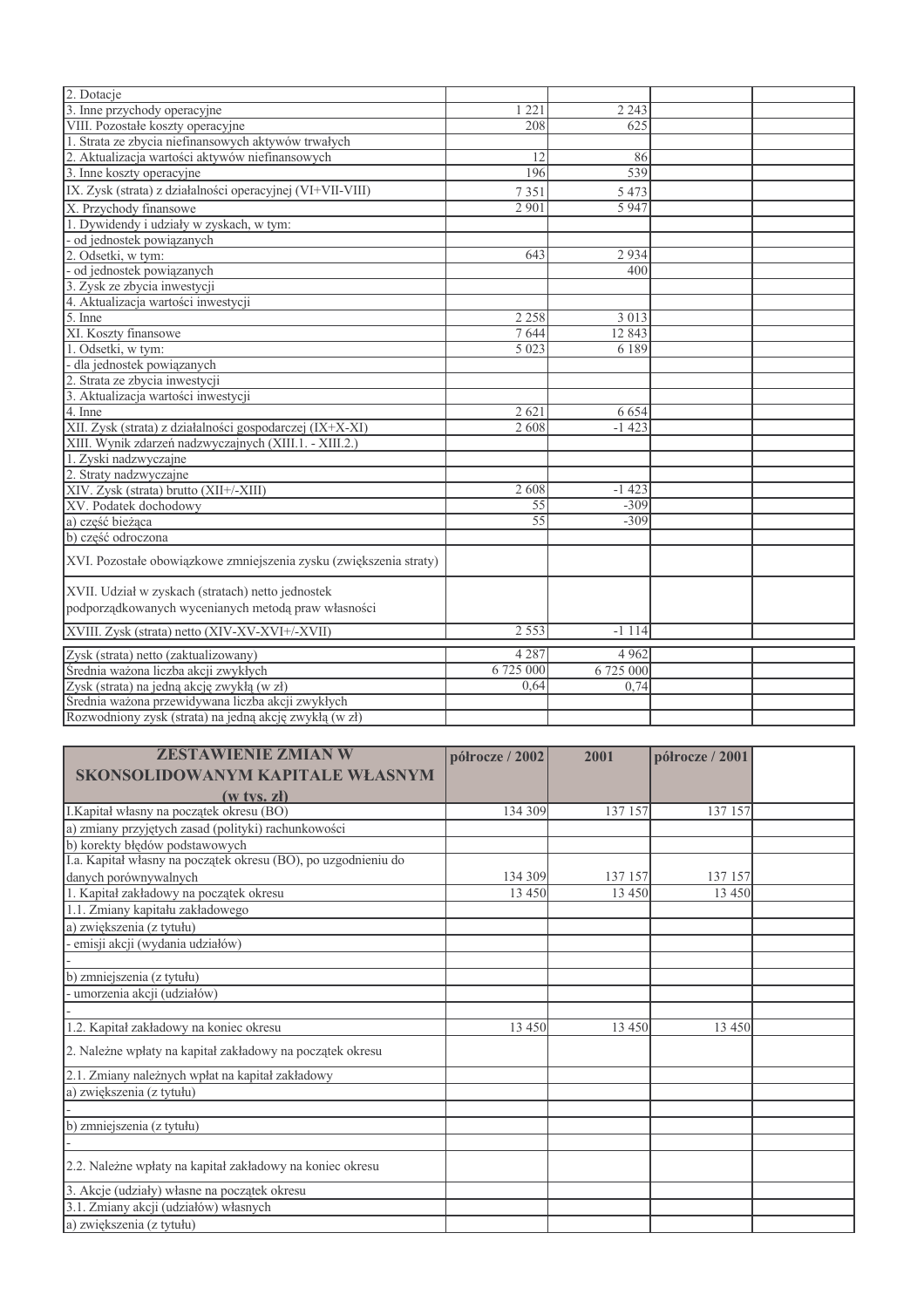| | | | | |
|---|---|---|---|---|
| 2. Dotacje | | | | |
| 3. Inne przychody operacyjne | 1 221 | 2 243 | | |
| VIII. Pozostałe koszty operacyjne | 208 | 625 | | |
| 1. Strata ze zbycia niefinansowych aktywów trwałych | | | | |
| 2. Aktualizacja wartości aktywów niefinansowych | 12 | 86 | | |
| 3. Inne koszty operacyjne | 196 | 539 | | |
| IX. Zysk (strata) z działalności operacyjnej (VI+VII-VIII) | 7 351 | 5 473 | | |
| X. Przychody finansowe | 2 901 | 5 947 | | |
| 1. Dywidendy i udziały w zyskach, w tym: | | | | |
| - od jednostek powiązanych | | | | |
| 2. Odsetki, w tym: | 643 | 2 934 | | |
| - od jednostek powiązanych | | 400 | | |
| 3. Zysk ze zbycia inwestycji | | | | |
| 4. Aktualizacja wartości inwestycji | | | | |
| 5. Inne | 2 258 | 3 013 | | |
| XI. Koszty finansowe | 7 644 | 12 843 | | |
| 1. Odsetki, w tym: | 5 023 | 6 189 | | |
| - dla jednostek powiązanych | | | | |
| 2. Strata ze zbycia inwestycji | | | | |
| 3. Aktualizacja wartości inwestycji | | | | |
| 4. Inne | 2 621 | 6 654 | | |
| XII. Zysk (strata) z działalności gospodarczej (IX+X-XI) | 2 608 | -1 423 | | |
| XIII. Wynik zdarzeń nadzwyczajnych (XIII.1. - XIII.2.) | | | | |
| 1. Zyski nadzwyczajne | | | | |
| 2. Straty nadzwyczajne | | | | |
| XIV. Zysk (strata) brutto (XII+/-XIII) | 2 608 | -1 423 | | |
| XV. Podatek dochodowy | 55 | -309 | | |
| a) część bieżąca | 55 | -309 | | |
| b) część odroczona | | | | |
| XVI. Pozostałe obowiązkowe zmniejszenia zysku (zwiększenia straty) | | | | |
| XVII. Udział w zyskach (stratach) netto jednostek podporządkowanych wycenianych metodą praw własności | | | | |
| XVIII. Zysk (strata) netto (XIV-XV-XVI+/-XVII) | 2 553 | -1 114 | | |
| Zysk (strata) netto (zaktualizowany) | 4 287 | 4 962 | | |
| Średnia ważona liczba akcji zwykłych | 6 725 000 | 6 725 000 | | |
| Zysk (strata) na jedną akcję zwykłą (w zł) | 0,64 | 0,74 | | |
| Średnia ważona przewidywana liczba akcji zwykłych | | | | |
| Rozwodniony zysk (strata) na jedną akcję zwykłą (w zł) | | | | |

| **ZESTAWIENIE ZMIAN W SKONSOLIDOWANYM KAPITALE WŁASNYM (w tys. zł)** | **półrocze / 2002** | **2001** | **półrocze / 2001** | |
|---|---|---|---|---|
| I.Kapitał własny na początek okresu (BO) | 134 309 | 137 157 | 137 157 | |
| a) zmiany przyjętych zasad (polityki) rachunkowości | | | | |
| b) korekty błędów podstawowych | | | | |
| I.a. Kapitał własny na początek okresu (BO), po uzgodnieniu do danych porównywalnych | 134 309 | 137 157 | 137 157 | |
| 1. Kapitał zakładowy na początek okresu | 13 450 | 13 450 | 13 450 | |
| 1.1. Zmiany kapitału zakładowego | | | | |
| a) zwiększenia (z tytułu) | | | | |
| - emisji akcji (wydania udziałów) | | | | |
| - | | | | |
| b) zmniejszenia (z tytułu) | | | | |
| - umorzenia akcji (udziałów) | | | | |
| - | | | | |
| 1.2. Kapitał zakładowy na koniec okresu | 13 450 | 13 450 | 13 450 | |
| 2. Należne wpłaty na kapitał zakładowy na początek okresu | | | | |
| 2.1. Zmiany należnych wpłat na kapitał zakładowy | | | | |
| a) zwiększenia (z tytułu) | | | | |
| - | | | | |
| b) zmniejszenia (z tytułu) | | | | |
| - | | | | |
| 2.2. Należne wpłaty na kapitał zakładowy na koniec okresu | | | | |
| 3. Akcje (udziały) własne na początek okresu | | | | |
| 3.1. Zmiany akcji (udziałów) własnych | | | | |
| a) zwiększenia (z tytułu) | | | | |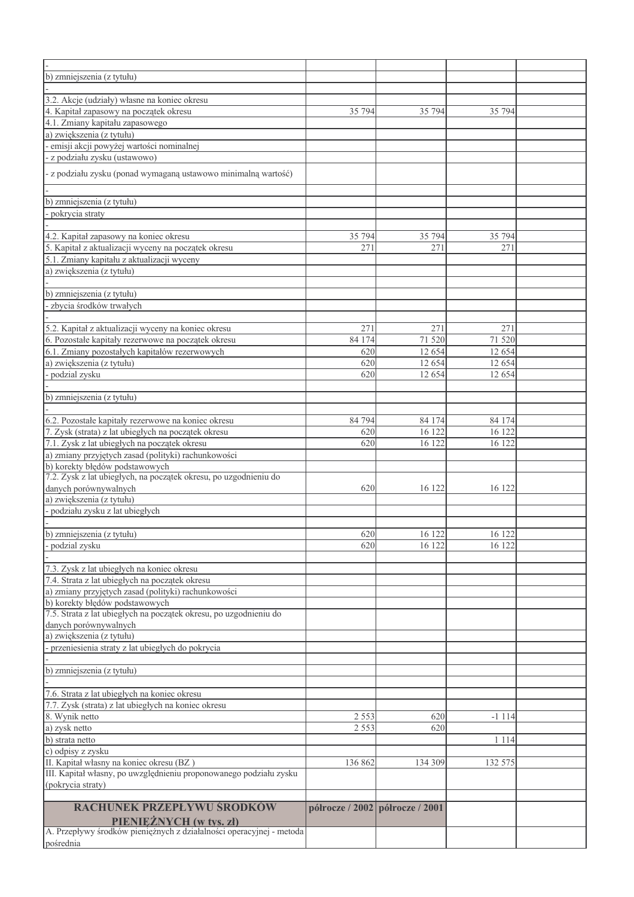| | | | | |
|---|---|---|---|---|
| - | | | | |
| b) zmniejszenia (z tytułu) | | | | |
| - | | | | |
| 3.2. Akcje (udziały) własne na koniec okresu | | | | |
| 4. Kapitał zapasowy na początek okresu | 35 794 | 35 794 | 35 794 | |
| 4.1. Zmiany kapitału zapasowego | | | | |
| a) zwiększenia (z tytułu) | | | | |
| - emisji akcji powyżej wartości nominalnej | | | | |
| - z podziału zysku (ustawowo) | | | | |
| - z podziału zysku (ponad wymaganą ustawowo minimalną wartość) | | | | |
| - | | | | |
| b) zmniejszenia (z tytułu) | | | | |
| - pokrycia straty | | | | |
| - | | | | |
| 4.2. Kapitał zapasowy na koniec okresu | 35 794 | 35 794 | 35 794 | |
| 5. Kapitał z aktualizacji wyceny na początek okresu | 271 | 271 | 271 | |
| 5.1. Zmiany kapitału z aktualizacji wyceny | | | | |
| a) zwiększenia (z tytułu) | | | | |
| - | | | | |
| b) zmniejszenia (z tytułu) | | | | |
| - zbycia środków trwałych | | | | |
| - | | | | |
| 5.2. Kapitał z aktualizacji wyceny na koniec okresu | 271 | 271 | 271 | |
| 6. Pozostałe kapitały rezerwowe na początek okresu | 84 174 | 71 520 | 71 520 | |
| 6.1. Zmiany pozostałych kapitałów rezerwowych | 620 | 12 654 | 12 654 | |
| a) zwiększenia (z tytułu) | 620 | 12 654 | 12 654 | |
| - podział zysku | 620 | 12 654 | 12 654 | |
| - | | | | |
| b) zmniejszenia (z tytułu) | | | | |
| - | | | | |
| 6.2. Pozostałe kapitały rezerwowe na koniec okresu | 84 794 | 84 174 | 84 174 | |
| 7. Zysk (strata) z lat ubiegłych na początek okresu | 620 | 16 122 | 16 122 | |
| 7.1. Zysk z lat ubiegłych na początek okresu | 620 | 16 122 | 16 122 | |
| a) zmiany przyjętych zasad (polityki) rachunkowości | | | | |
| b) korekty błędów podstawowych | | | | |
| 7.2. Zysk z lat ubiegłych, na początek okresu, po uzgodnieniu do danych porównywalnych | 620 | 16 122 | 16 122 | |
| a) zwiększenia (z tytułu) | | | | |
| - podziału zysku z lat ubiegłych | | | | |
| - | | | | |
| b) zmniejszenia (z tytułu) | 620 | 16 122 | 16 122 | |
| - podział zysku | 620 | 16 122 | 16 122 | |
| - | | | | |
| 7.3. Zysk z lat ubiegłych na koniec okresu | | | | |
| 7.4. Strata z lat ubiegłych na początek okresu | | | | |
| a) zmiany przyjętych zasad (polityki) rachunkowości | | | | |
| b) korekty błędów podstawowych | | | | |
| 7.5. Strata z lat ubiegłych na początek okresu, po uzgodnieniu do danych porównywalnych | | | | |
| a) zwiększenia (z tytułu) | | | | |
| - przeniesienia straty z lat ubiegłych do pokrycia | | | | |
| - | | | | |
| b) zmniejszenia (z tytułu) | | | | |
| - | | | | |
| 7.6. Strata z lat ubiegłych na koniec okresu | | | | |
| 7.7. Zysk (strata) z lat ubiegłych na koniec okresu | | | | |
| 8. Wynik netto | 2 553 | 620 | -1 114 | |
| a) zysk netto | 2 553 | 620 | | |
| b) strata netto | | | 1 114 | |
| c) odpisy z zysku | | | | |
| II. Kapitał własny na koniec okresu (BZ ) | 136 862 | 134 309 | 132 575 | |
| III. Kapitał własny, po uwzględnieniu proponowanego podziału zysku (pokrycia straty) | | | | |
| | | | | |

| **RACHUNEK PRZEPŁYWU ŚRODKÓW PIENIĘŻNYCH (w tys. zł)** | **półrocze / 2002** | **półrocze / 2001** | | |
|---|---|---|---|---|
| A. Przepływy środków pieniężnych z działalności operacyjnej - metoda pośrednia | | | | |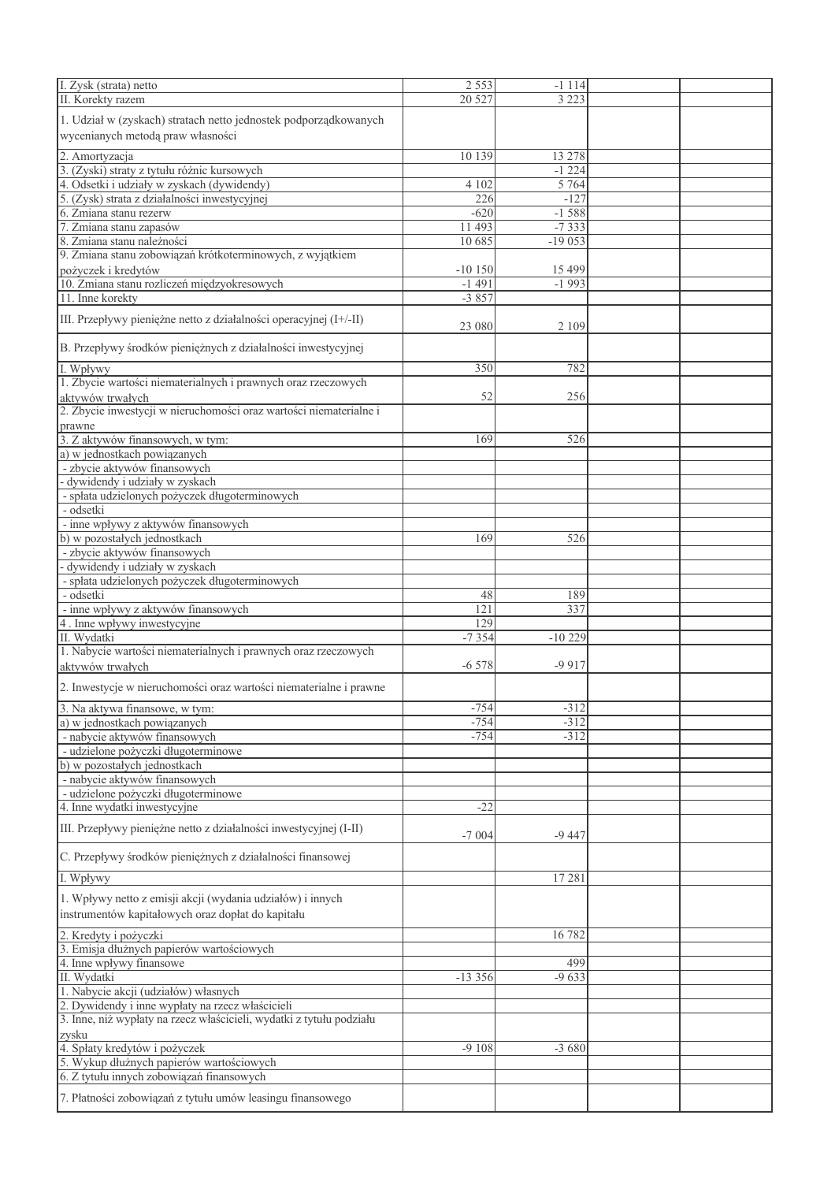| | | | | |
|---|---|---|---|---|
| I. Zysk (strata) netto | 2 553 | -1 114 | | |
| II. Korekty razem | 20 527 | 3 223 | | |
| 1. Udział w (zyskach) stratach netto jednostek podporządkowanych wycenianych metodą praw własności | | | | |
| 2. Amortyzacja | 10 139 | 13 278 | | |
| 3. (Zyski) straty z tytułu różnic kursowych | | -1 224 | | |
| 4. Odsetki i udziały w zyskach (dywidendy) | 4 102 | 5 764 | | |
| 5. (Zysk) strata z działalności inwestycyjnej | 226 | -127 | | |
| 6. Zmiana stanu rezerw | -620 | -1 588 | | |
| 7. Zmiana stanu zapasów | 11 493 | -7 333 | | |
| 8. Zmiana stanu należności | 10 685 | -19 053 | | |
| 9. Zmiana stanu zobowiązań krótkoterminowych, z wyjątkiem pożyczek i kredytów | -10 150 | 15 499 | | |
| 10. Zmiana stanu rozliczeń międzyokresowych | -1 491 | -1 993 | | |
| 11. Inne korekty | -3 857 | | | |
| III. Przepływy pieniężne netto z działalności operacyjnej (I+/-II) | 23 080 | 2 109 | | |
| B. Przepływy środków pieniężnych z działalności inwestycyjnej | | | | |
| I. Wpływy | 350 | 782 | | |
| 1. Zbycie wartości niematerialnych i prawnych oraz rzeczowych aktywów trwałych | 52 | 256 | | |
| 2. Zbycie inwestycji w nieruchomości oraz wartości niematerialne i prawne | | | | |
| 3. Z aktywów finansowych, w tym: | 169 | 526 | | |
| a) w jednostkach powiązanych | | | | |
| - zbycie aktywów finansowych | | | | |
| - dywidendy i udziały w zyskach | | | | |
| - spłata udzielonych pożyczek długoterminowych | | | | |
| - odsetki | | | | |
| - inne wpływy z aktywów finansowych | | | | |
| b) w pozostałych jednostkach | 169 | 526 | | |
| - zbycie aktywów finansowych | | | | |
| - dywidendy i udziały w zyskach | | | | |
| - spłata udzielonych pożyczek długoterminowych | | | | |
| - odsetki | 48 | 189 | | |
| - inne wpływy z aktywów finansowych | 121 | 337 | | |
| 4 . Inne wpływy inwestycyjne | 129 | | | |
| II. Wydatki | -7 354 | -10 229 | | |
| 1. Nabycie wartości niematerialnych i prawnych oraz rzeczowych aktywów trwałych | -6 578 | -9 917 | | |
| 2. Inwestycje w nieruchomości oraz wartości niematerialne i prawne | | | | |
| 3. Na aktywa finansowe, w tym: | -754 | -312 | | |
| a) w jednostkach powiązanych | -754 | -312 | | |
| - nabycie aktywów finansowych | -754 | -312 | | |
| - udzielone pożyczki długoterminowe | | | | |
| b) w pozostałych jednostkach | | | | |
| - nabycie aktywów finansowych | | | | |
| - udzielone pożyczki długoterminowe | | | | |
| 4. Inne wydatki inwestycyjne | -22 | | | |
| III. Przepływy pieniężne netto z działalności inwestycyjnej (I-II) | -7 004 | -9 447 | | |
| C. Przepływy środków pieniężnych z działalności finansowej | | | | |
| I. Wpływy | | 17 281 | | |
| 1. Wpływy netto z emisji akcji (wydania udziałów) i innych instrumentów kapitałowych oraz dopłat do kapitału | | | | |
| 2. Kredyty i pożyczki | | 16 782 | | |
| 3. Emisja dłużnych papierów wartościowych | | | | |
| 4. Inne wpływy finansowe | | 499 | | |
| II. Wydatki | -13 356 | -9 633 | | |
| 1. Nabycie akcji (udziałów) własnych | | | | |
| 2. Dywidendy i inne wypłaty na rzecz właścicieli | | | | |
| 3. Inne, niż wypłaty na rzecz właścicieli, wydatki z tytułu podziału zysku | | | | |
| 4. Spłaty kredytów i pożyczek | -9 108 | -3 680 | | |
| 5. Wykup dłużnych papierów wartościowych | | | | |
| 6. Z tytułu innych zobowiązań finansowych | | | | |
| 7. Płatności zobowiązań z tytułu umów leasingu finansowego | | | | |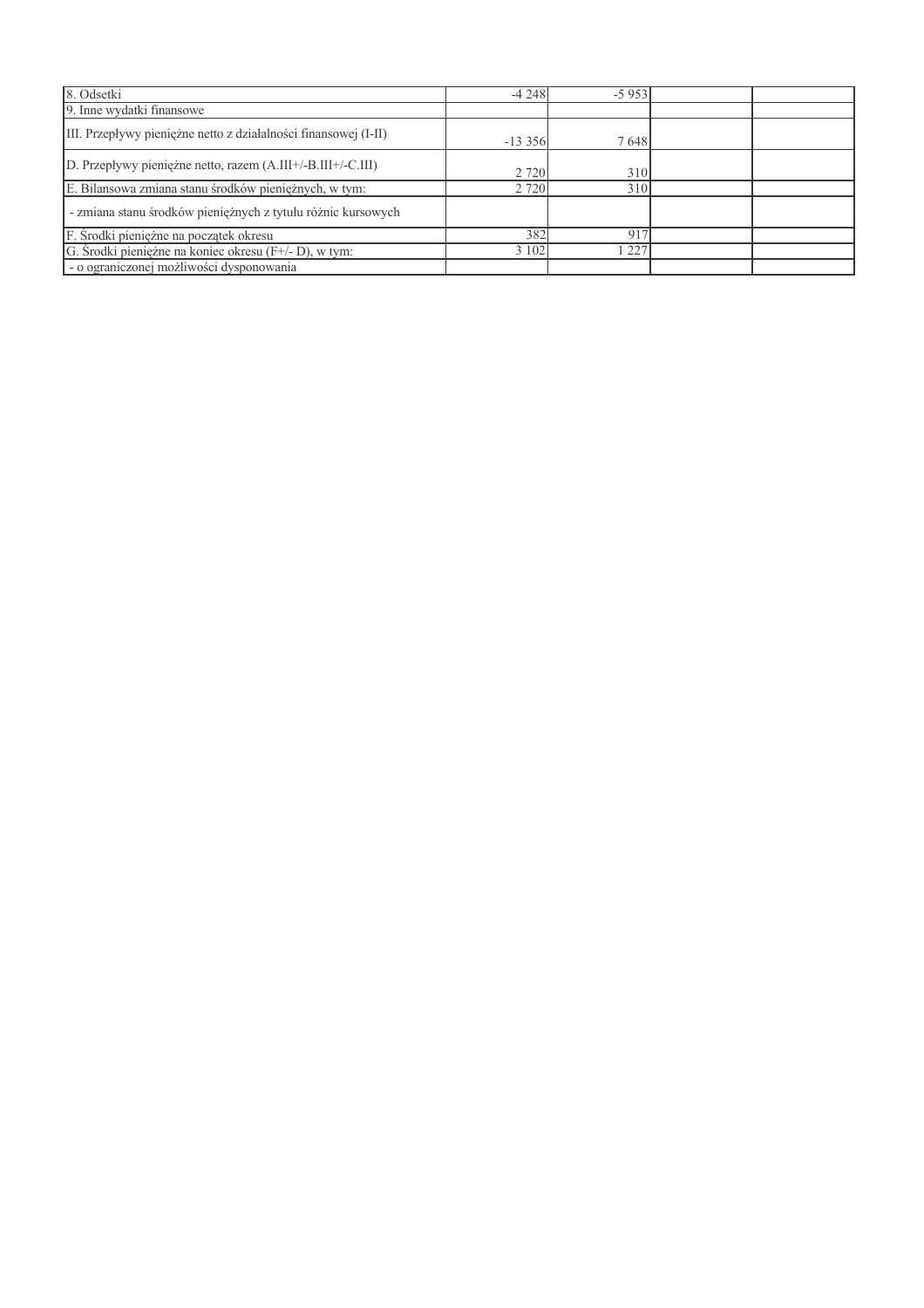| | | | | |
|---|---|---|---|---|
| 8. Odsetki | -4 248 | -5 953 | | |
| 9. Inne wydatki finansowe | | | | |
| III. Przepływy pieniężne netto z działalności finansowej (I-II) | -13 356 | 7 648 | | |
| D. Przepływy pieniężne netto, razem (A.III+/-B.III+/-C.III) | 2 720 | 310 | | |
| E. Bilansowa zmiana stanu środków pieniężnych, w tym: | 2 720 | 310 | | |
| - zmiana stanu środków pieniężnych z tytułu różnic kursowych | | | | |
| F. Środki pieniężne na początek okresu | 382 | 917 | | |
| G. Środki pieniężne na koniec okresu (F+/- D), w tym: | 3 102 | 1 227 | | |
| - o ograniczonej możliwości dysponowania | | | | |